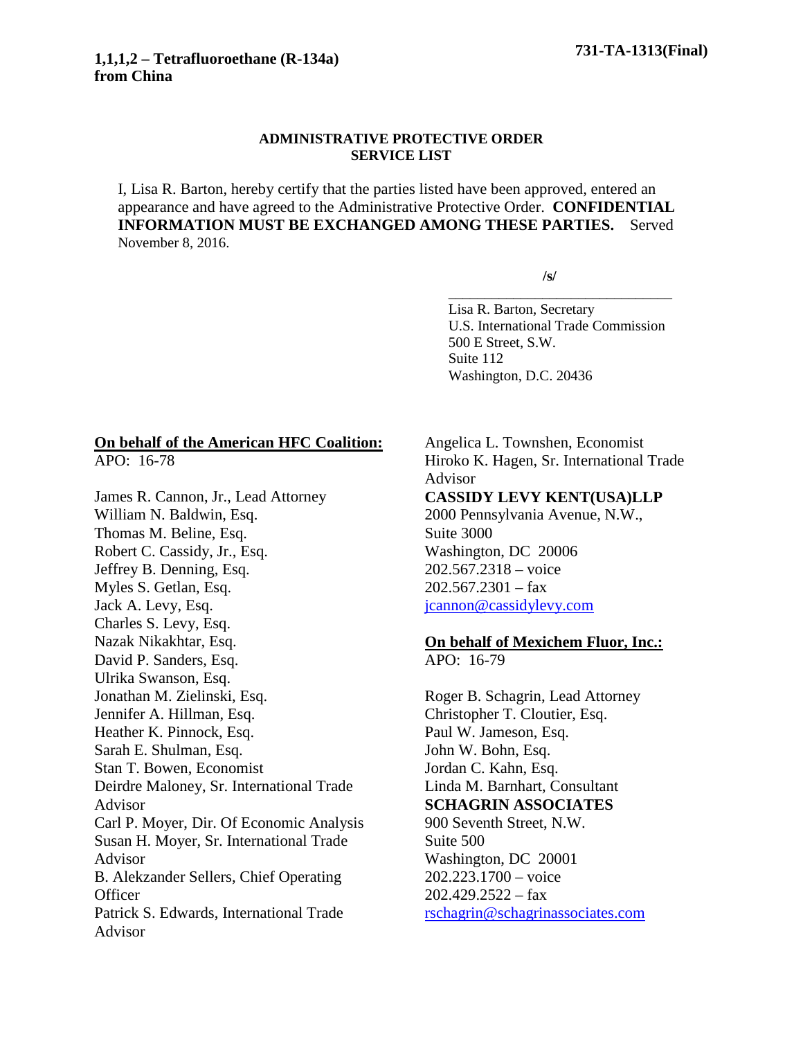**1,1,1,2 – Tetrafluoroethane (R-134a) from China**

**731-TA-1313(Final)**

**ADMINISTRATIVE PROTECTIVE ORDER SERVICE LIST**

I, Lisa R. Barton, hereby certify that the parties listed have been approved, entered an appearance and have agreed to the Administrative Protective Order. **CONFIDENTIAL INFORMATION MUST BE EXCHANGED AMONG THESE PARTIES.** Served November 8, 2016.

**/s/**

Lisa R. Barton, Secretary
U.S. International Trade Commission
500 E Street, S.W.
Suite 112
Washington, D.C. 20436

**On behalf of the American HFC Coalition:**
APO: 16-78

James R. Cannon, Jr., Lead Attorney
William N. Baldwin, Esq.
Thomas M. Beline, Esq.
Robert C. Cassidy, Jr., Esq.
Jeffrey B. Denning, Esq.
Myles S. Getlan, Esq.
Jack A. Levy, Esq.
Charles S. Levy, Esq.
Nazak Nikakhtar, Esq.
David P. Sanders, Esq.
Ulrika Swanson, Esq.
Jonathan M. Zielinski, Esq.
Jennifer A. Hillman, Esq.
Heather K. Pinnock, Esq.
Sarah E. Shulman, Esq.
Stan T. Bowen, Economist
Deirdre Maloney, Sr. International Trade Advisor
Carl P. Moyer, Dir. Of Economic Analysis
Susan H. Moyer, Sr. International Trade Advisor
B. Alekzander Sellers, Chief Operating Officer
Patrick S. Edwards, International Trade Advisor
Angelica L. Townshen, Economist
Hiroko K. Hagen, Sr. International Trade Advisor
**CASSIDY LEVY KENT(USA)LLP**
2000 Pennsylvania Avenue, N.W.,
Suite 3000
Washington, DC 20006
202.567.2318 – voice
202.567.2301 – fax
jcannon@cassidylevy.com

**On behalf of Mexichem Fluor, Inc.:**
APO: 16-79

Roger B. Schagrin, Lead Attorney
Christopher T. Cloutier, Esq.
Paul W. Jameson, Esq.
John W. Bohn, Esq.
Jordan C. Kahn, Esq.
Linda M. Barnhart, Consultant
**SCHAGRIN ASSOCIATES**
900 Seventh Street, N.W.
Suite 500
Washington, DC 20001
202.223.1700 – voice
202.429.2522 – fax
rschagrin@schagrinassociates.com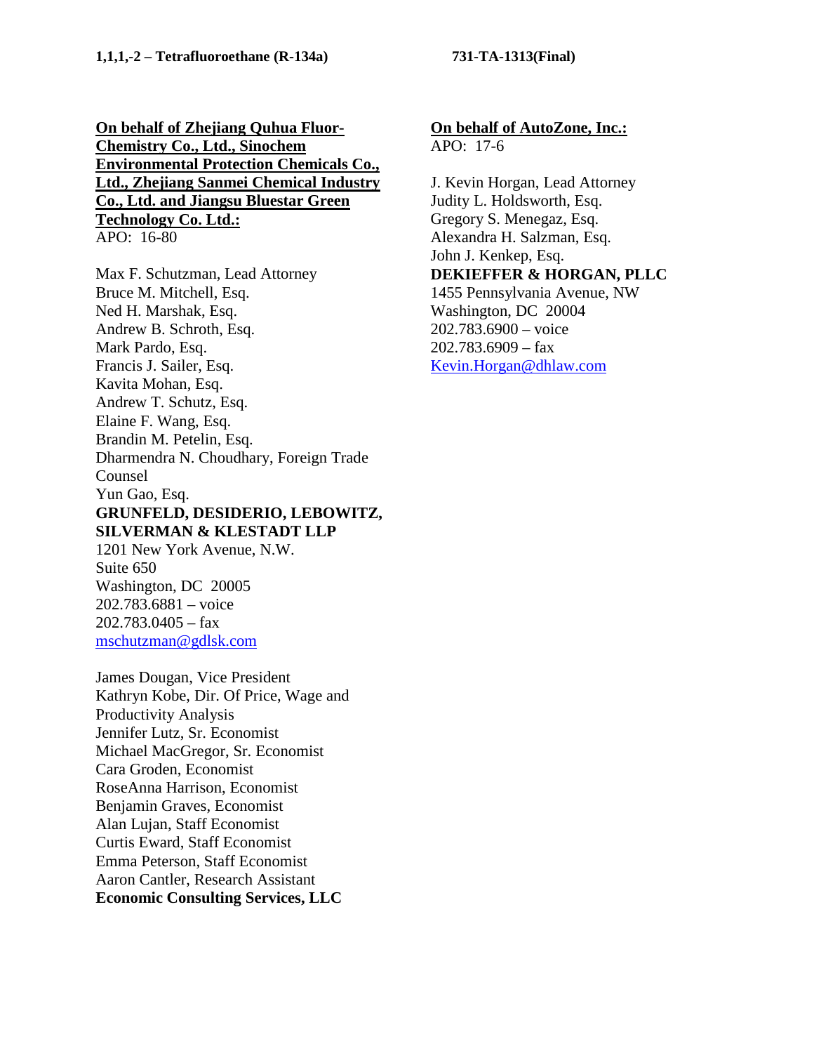**On behalf of Zhejiang Quhua Fluor-Chemistry Co., Ltd., Sinochem Environmental Protection Chemicals Co., Ltd., Zhejiang Sanmei Chemical Industry Co., Ltd. and Jiangsu Bluestar Green Technology Co. Ltd.:**
APO: 16-80

Max F. Schutzman, Lead Attorney
Bruce M. Mitchell, Esq.
Ned H. Marshak, Esq.
Andrew B. Schroth, Esq.
Mark Pardo, Esq.
Francis J. Sailer, Esq.
Kavita Mohan, Esq.
Andrew T. Schutz, Esq.
Elaine F. Wang, Esq.
Brandin M. Petelin, Esq.
Dharmendra N. Choudhary, Foreign Trade Counsel
Yun Gao, Esq.
**GRUNFELD, DESIDERIO, LEBOWITZ, SILVERMAN & KLESTADT LLP**
1201 New York Avenue, N.W.
Suite 650
Washington, DC 20005
202.783.6881 – voice
202.783.0405 – fax
mschutzman@gdlsk.com

James Dougan, Vice President
Kathryn Kobe, Dir. Of Price, Wage and Productivity Analysis
Jennifer Lutz, Sr. Economist
Michael MacGregor, Sr. Economist
Cara Groden, Economist
RoseAnna Harrison, Economist
Benjamin Graves, Economist
Alan Lujan, Staff Economist
Curtis Eward, Staff Economist
Emma Peterson, Staff Economist
Aaron Cantler, Research Assistant
**Economic Consulting Services, LLC**

**On behalf of AutoZone, Inc.:**
APO: 17-6

J. Kevin Horgan, Lead Attorney
Judity L. Holdsworth, Esq.
Gregory S. Menegaz, Esq.
Alexandra H. Salzman, Esq.
John J. Kenkep, Esq.
**DEKIEFFER & HORGAN, PLLC**
1455 Pennsylvania Avenue, NW
Washington, DC 20004
202.783.6900 – voice
202.783.6909 – fax
Kevin.Horgan@dhlaw.com